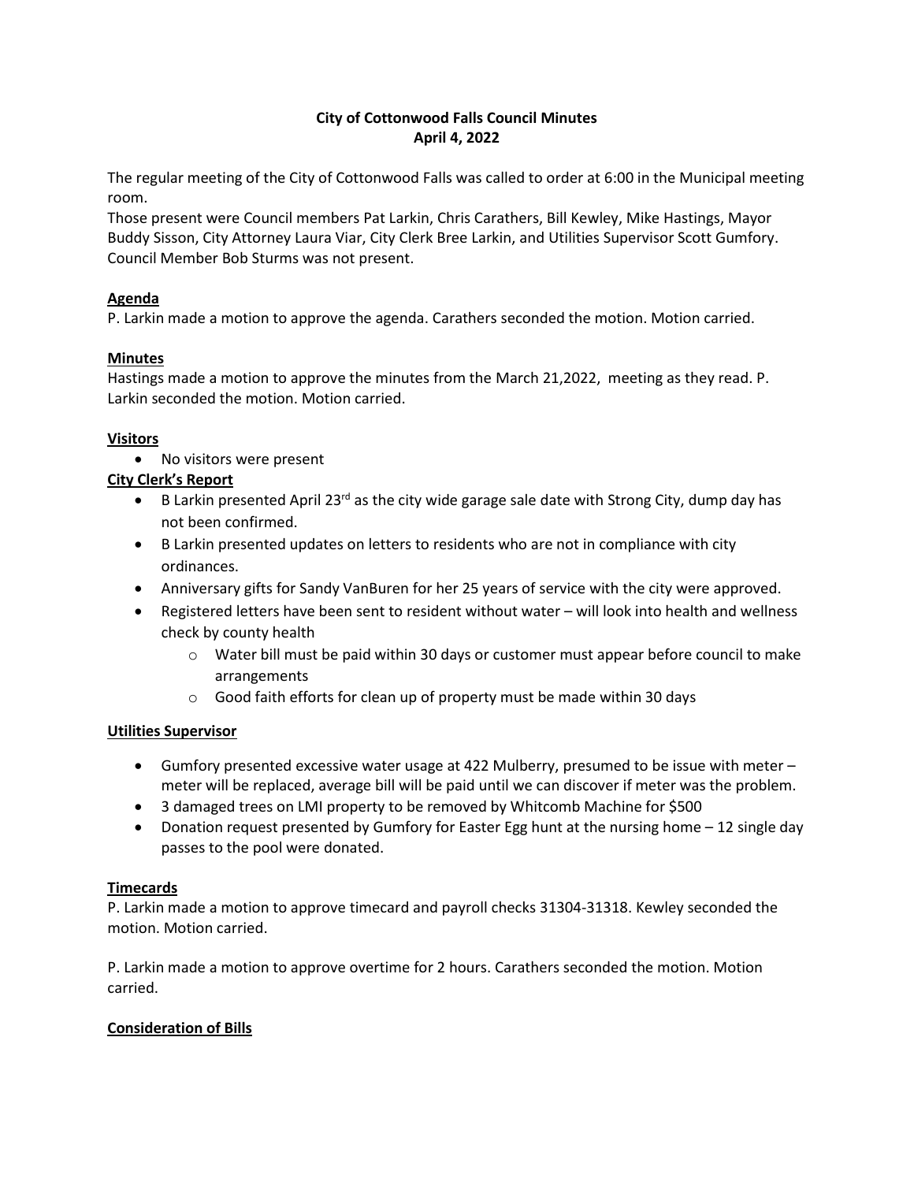# City of Cottonwood Falls Council Minutes
## April 4, 2022

The regular meeting of the City of Cottonwood Falls was called to order at 6:00 in the Municipal meeting room.
Those present were Council members Pat Larkin, Chris Carathers, Bill Kewley, Mike Hastings, Mayor Buddy Sisson, City Attorney Laura Viar, City Clerk Bree Larkin, and Utilities Supervisor Scott Gumfory. Council Member Bob Sturms was not present.

### Agenda

P. Larkin made a motion to approve the agenda. Carathers seconded the motion. Motion carried.

### Minutes

Hastings made a motion to approve the minutes from the March 21,2022, meeting as they read. P. Larkin seconded the motion. Motion carried.

### Visitors

- No visitors were present

### City Clerk's Report

- B Larkin presented April 23rd as the city wide garage sale date with Strong City, dump day has not been confirmed.
- B Larkin presented updates on letters to residents who are not in compliance with city ordinances.
- Anniversary gifts for Sandy VanBuren for her 25 years of service with the city were approved.
- Registered letters have been sent to resident without water – will look into health and wellness check by county health
  - Water bill must be paid within 30 days or customer must appear before council to make arrangements
  - Good faith efforts for clean up of property must be made within 30 days

### Utilities Supervisor

- Gumfory presented excessive water usage at 422 Mulberry, presumed to be issue with meter – meter will be replaced, average bill will be paid until we can discover if meter was the problem.
- 3 damaged trees on LMI property to be removed by Whitcomb Machine for $500
- Donation request presented by Gumfory for Easter Egg hunt at the nursing home – 12 single day passes to the pool were donated.

### Timecards

P. Larkin made a motion to approve timecard and payroll checks 31304-31318. Kewley seconded the motion. Motion carried.

P. Larkin made a motion to approve overtime for 2 hours. Carathers seconded the motion. Motion carried.

### Consideration of Bills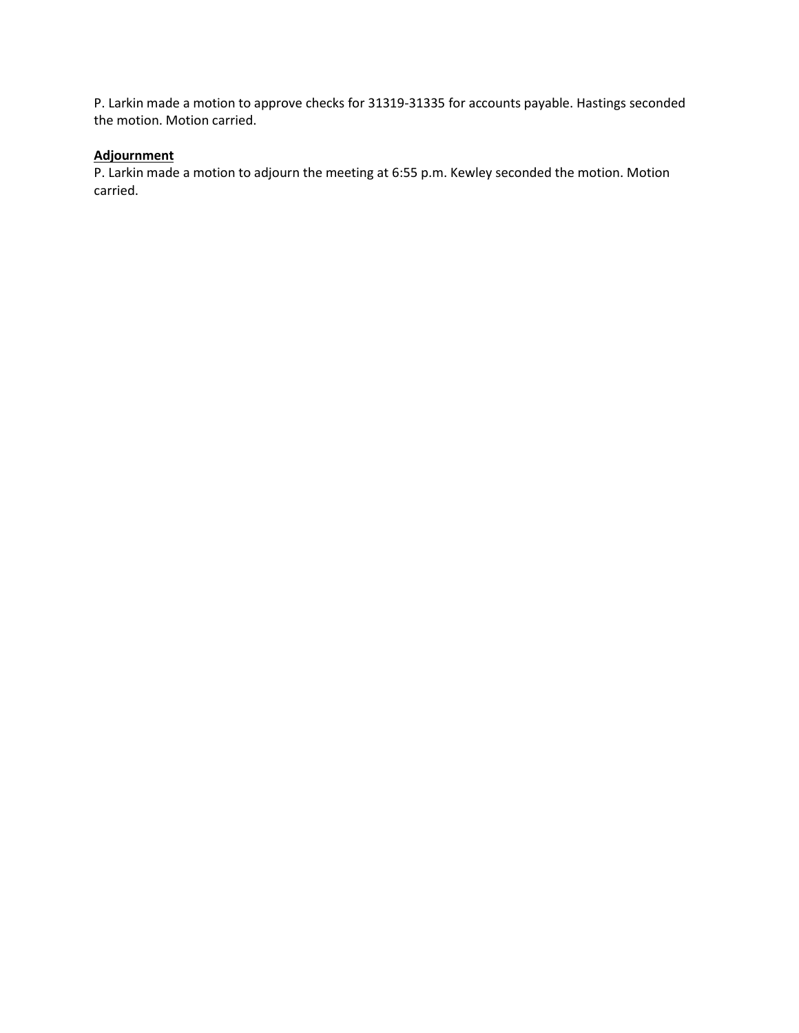P. Larkin made a motion to approve checks for 31319-31335 for accounts payable. Hastings seconded the motion. Motion carried.

**Adjournment**

P. Larkin made a motion to adjourn the meeting at 6:55 p.m. Kewley seconded the motion. Motion carried.